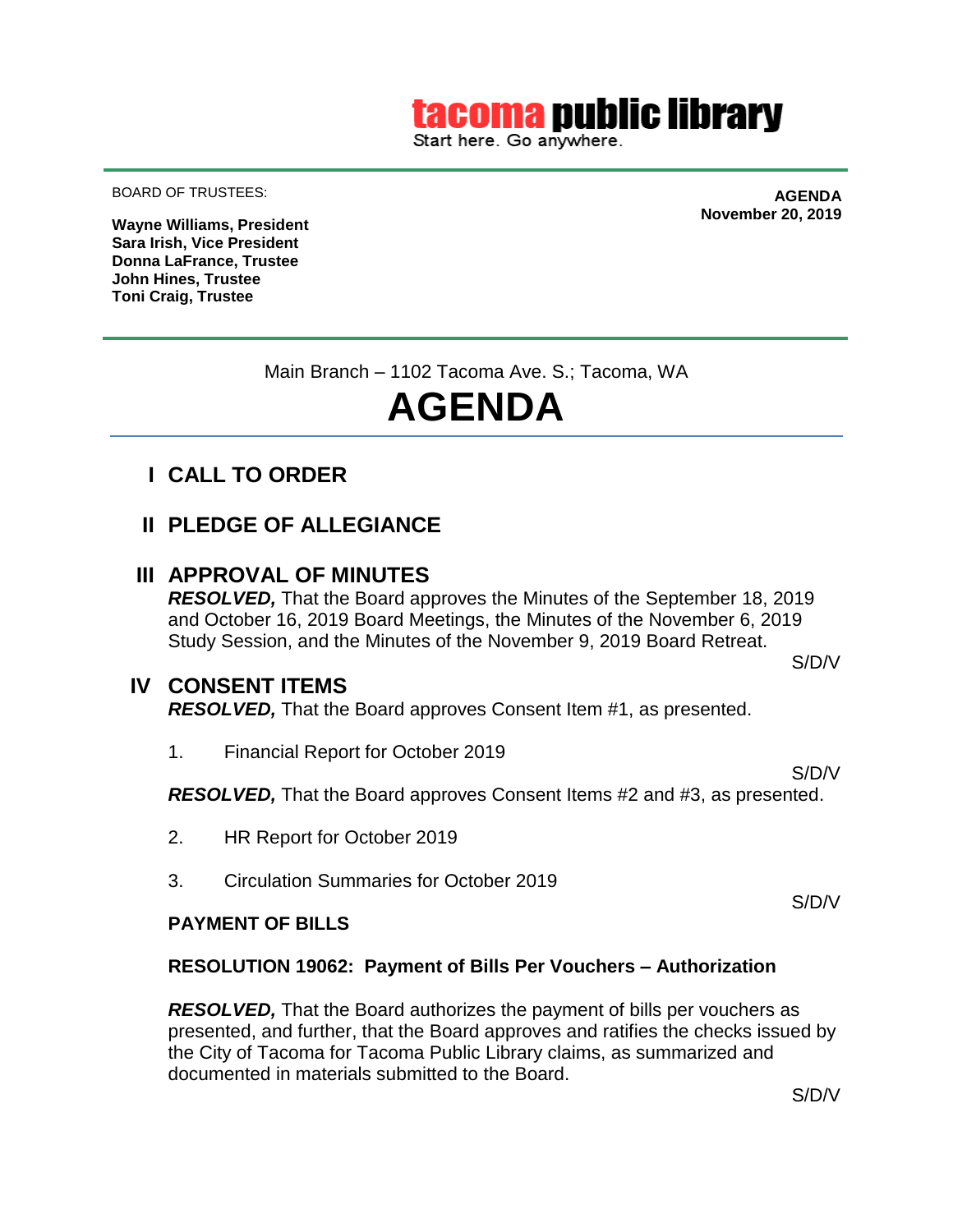**tacoma public library**
Start here. Go anywhere.

BOARD OF TRUSTEES:

**Wayne Williams, President**
**Sara Irish, Vice President**
**Donna LaFrance, Trustee**
**John Hines, Trustee**
**Toni Craig, Trustee**

**AGENDA**
**November 20, 2019**

Main Branch – 1102 Tacoma Ave. S.; Tacoma, WA

# AGENDA

## I CALL TO ORDER

## II PLEDGE OF ALLEGIANCE

## III APPROVAL OF MINUTES

***RESOLVED,*** That the Board approves the Minutes of the September 18, 2019 and October 16, 2019 Board Meetings, the Minutes of the November 6, 2019 Study Session, and the Minutes of the November 9, 2019 Board Retreat.

S/D/V

## IV CONSENT ITEMS

***RESOLVED,*** That the Board approves Consent Item #1, as presented.

1. Financial Report for October 2019

S/D/V

***RESOLVED,*** That the Board approves Consent Items #2 and #3, as presented.

2. HR Report for October 2019

3. Circulation Summaries for October 2019

S/D/V

**PAYMENT OF BILLS**

**RESOLUTION 19062: Payment of Bills Per Vouchers – Authorization**

***RESOLVED,*** That the Board authorizes the payment of bills per vouchers as presented, and further, that the Board approves and ratifies the checks issued by the City of Tacoma for Tacoma Public Library claims, as summarized and documented in materials submitted to the Board.

S/D/V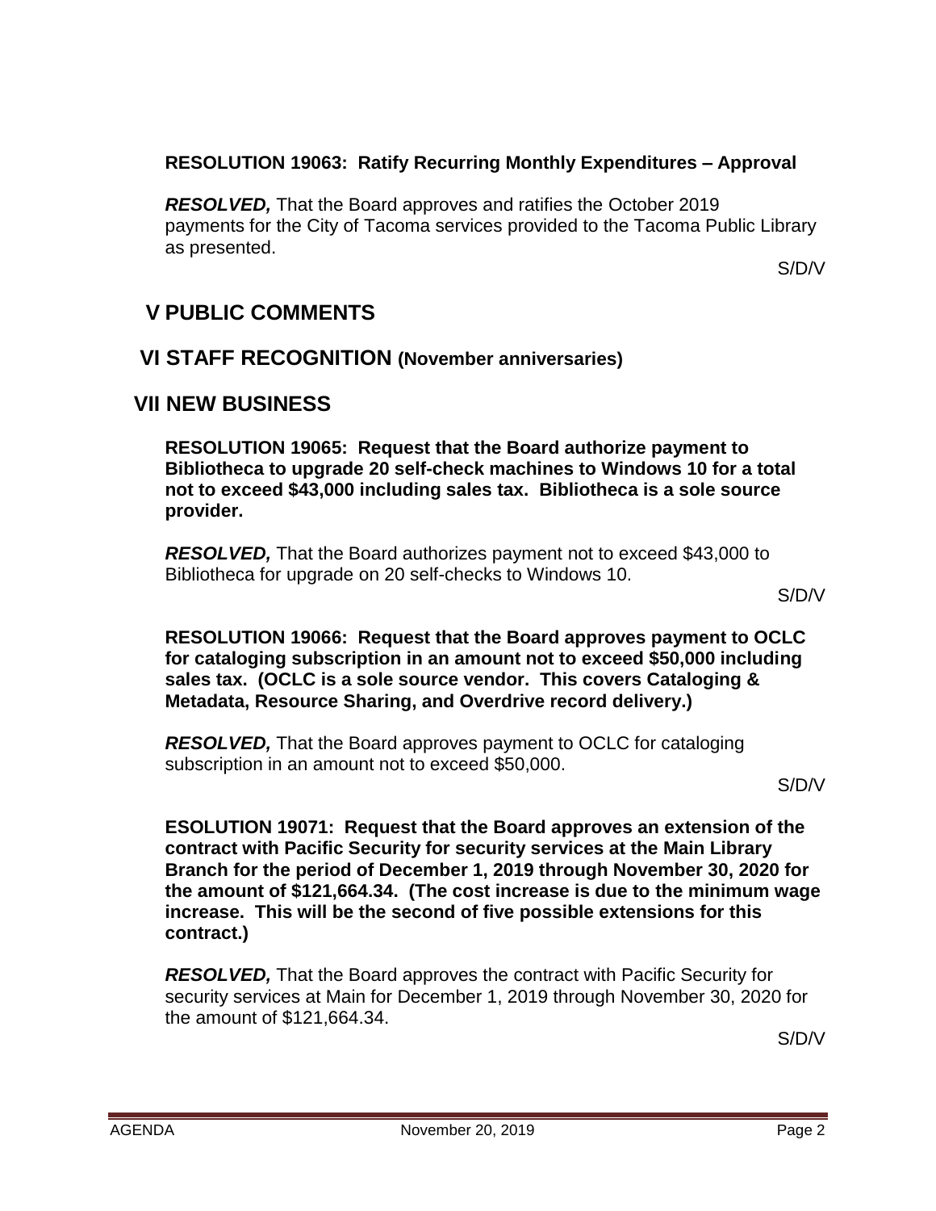**RESOLUTION 19063: Ratify Recurring Monthly Expenditures – Approval**

***RESOLVED,*** That the Board approves and ratifies the October 2019 payments for the City of Tacoma services provided to the Tacoma Public Library as presented.

S/D/V

## V PUBLIC COMMENTS

## VI STAFF RECOGNITION (November anniversaries)

## VII NEW BUSINESS

**RESOLUTION 19065: Request that the Board authorize payment to Bibliotheca to upgrade 20 self-check machines to Windows 10 for a total not to exceed $43,000 including sales tax. Bibliotheca is a sole source provider.**

***RESOLVED,*** That the Board authorizes payment not to exceed $43,000 to Bibliotheca for upgrade on 20 self-checks to Windows 10.

S/D/V

**RESOLUTION 19066: Request that the Board approves payment to OCLC for cataloging subscription in an amount not to exceed $50,000 including sales tax. (OCLC is a sole source vendor. This covers Cataloging & Metadata, Resource Sharing, and Overdrive record delivery.)**

***RESOLVED,*** That the Board approves payment to OCLC for cataloging subscription in an amount not to exceed $50,000.

S/D/V

**ESOLUTION 19071: Request that the Board approves an extension of the contract with Pacific Security for security services at the Main Library Branch for the period of December 1, 2019 through November 30, 2020 for the amount of $121,664.34. (The cost increase is due to the minimum wage increase. This will be the second of five possible extensions for this contract.)**

***RESOLVED,*** That the Board approves the contract with Pacific Security for security services at Main for December 1, 2019 through November 30, 2020 for the amount of $121,664.34.

S/D/V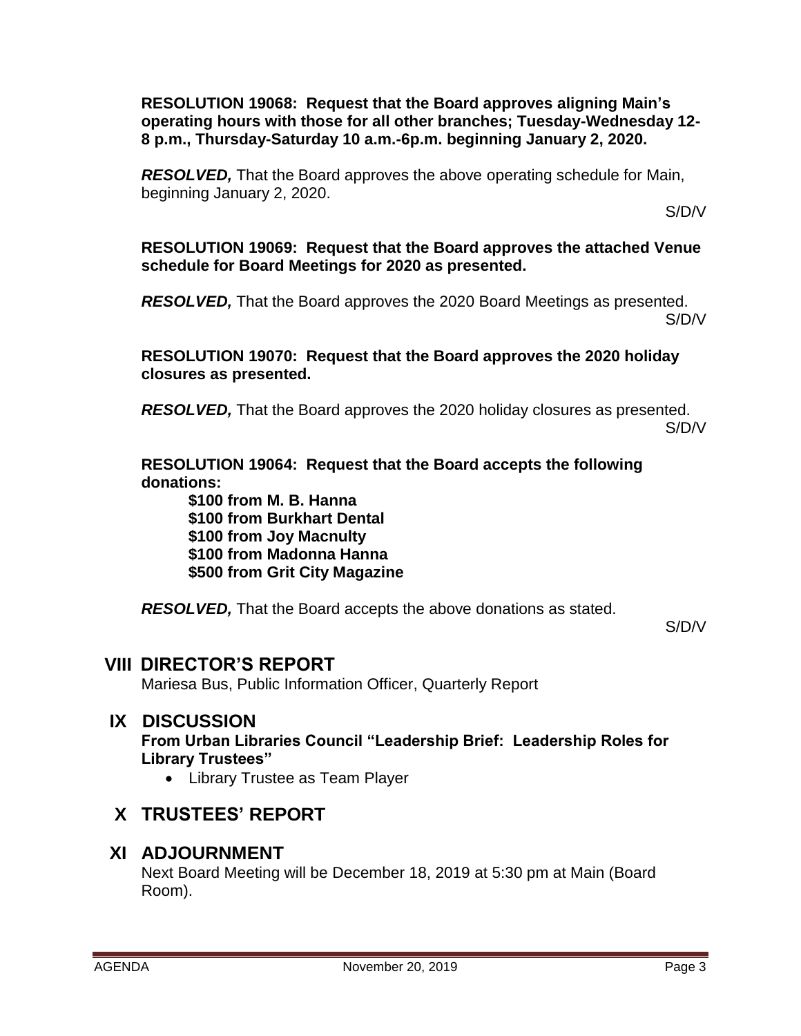**RESOLUTION 19068: Request that the Board approves aligning Main's operating hours with those for all other branches; Tuesday-Wednesday 12-8 p.m., Thursday-Saturday 10 a.m.-6p.m. beginning January 2, 2020.**

***RESOLVED,*** That the Board approves the above operating schedule for Main, beginning January 2, 2020.

S/D/V

**RESOLUTION 19069: Request that the Board approves the attached Venue schedule for Board Meetings for 2020 as presented.**

***RESOLVED,*** That the Board approves the 2020 Board Meetings as presented.

S/D/V

**RESOLUTION 19070: Request that the Board approves the 2020 holiday closures as presented.**

***RESOLVED,*** That the Board approves the 2020 holiday closures as presented.

S/D/V

**RESOLUTION 19064: Request that the Board accepts the following donations:**

**$100 from M. B. Hanna**
**$100 from Burkhart Dental**
**$100 from Joy Macnulty**
**$100 from Madonna Hanna**
**$500 from Grit City Magazine**

***RESOLVED,*** That the Board accepts the above donations as stated.

S/D/V

## VIII DIRECTOR'S REPORT

Mariesa Bus, Public Information Officer, Quarterly Report

## IX DISCUSSION

**From Urban Libraries Council "Leadership Brief: Leadership Roles for Library Trustees"**

- Library Trustee as Team Player

## X TRUSTEES' REPORT

## XI ADJOURNMENT

Next Board Meeting will be December 18, 2019 at 5:30 pm at Main (Board Room).